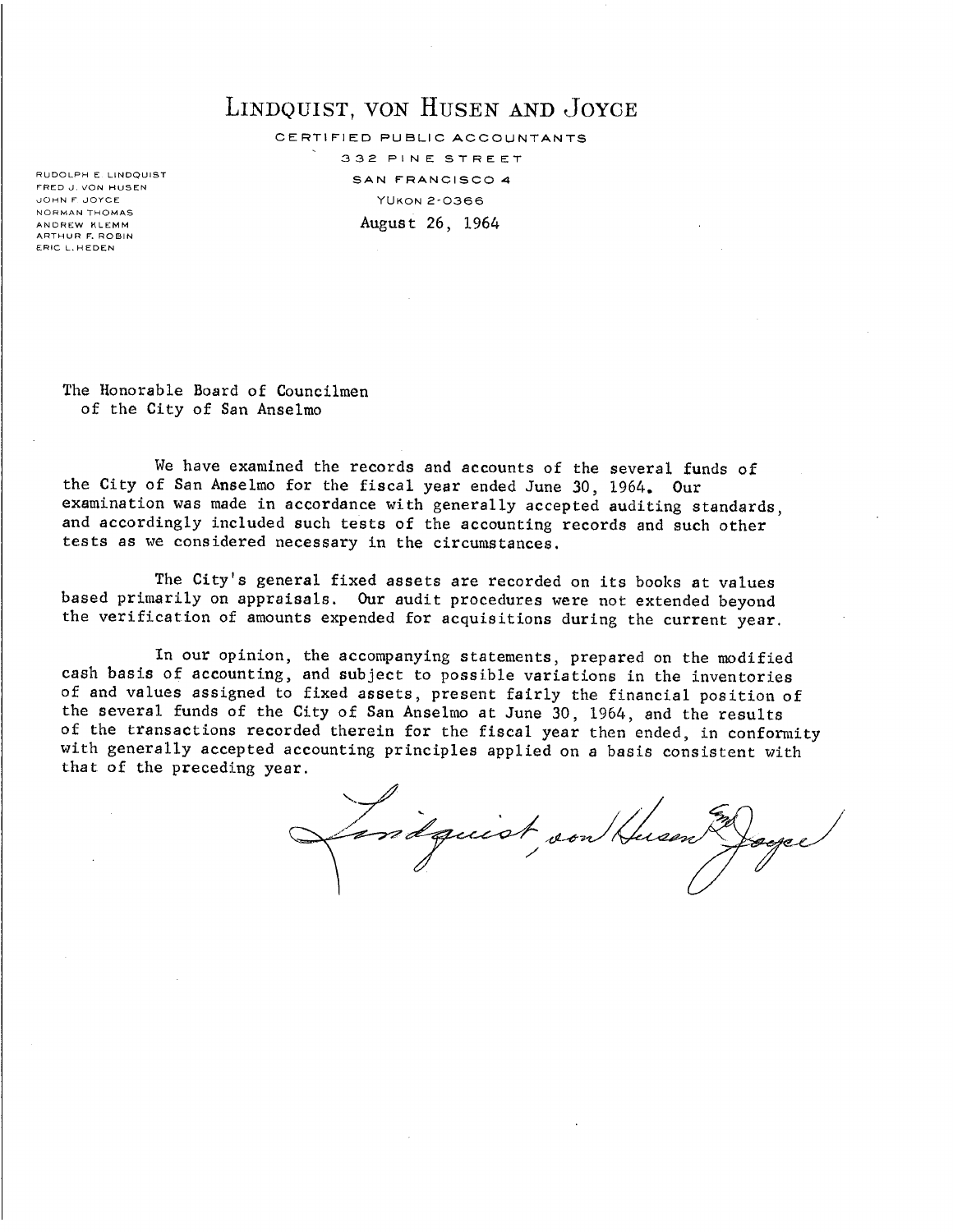# LINDQUIST, VON HUSEN AND JOYCE

CERTIFIED PUBLIC ACCOUNTANTS

332 PINE STREET

SAN FRANCISCO 4

YUKON 2-0366

RUDOLPH E. LINDQUIST
FRED J. VON HUSEN
JOHN F. JOYCE
NORMAN THOMAS
ANDREW KLEMM
ARTHUR F. ROBIN
ERIC L. HEDEN

August 26, 1964

The Honorable Board of Councilmen
of the City of San Anselmo

We have examined the records and accounts of the several funds of the City of San Anselmo for the fiscal year ended June 30, 1964. Our examination was made in accordance with generally accepted auditing standards, and accordingly included such tests of the accounting records and such other tests as we considered necessary in the circumstances.

The City's general fixed assets are recorded on its books at values based primarily on appraisals. Our audit procedures were not extended beyond the verification of amounts expended for acquisitions during the current year.

In our opinion, the accompanying statements, prepared on the modified cash basis of accounting, and subject to possible variations in the inventories of and values assigned to fixed assets, present fairly the financial position of the several funds of the City of San Anselmo at June 30, 1964, and the results of the transactions recorded therein for the fiscal year then ended, in conformity with generally accepted accounting principles applied on a basis consistent with that of the preceding year.

Lindquist, von Husen and Joyce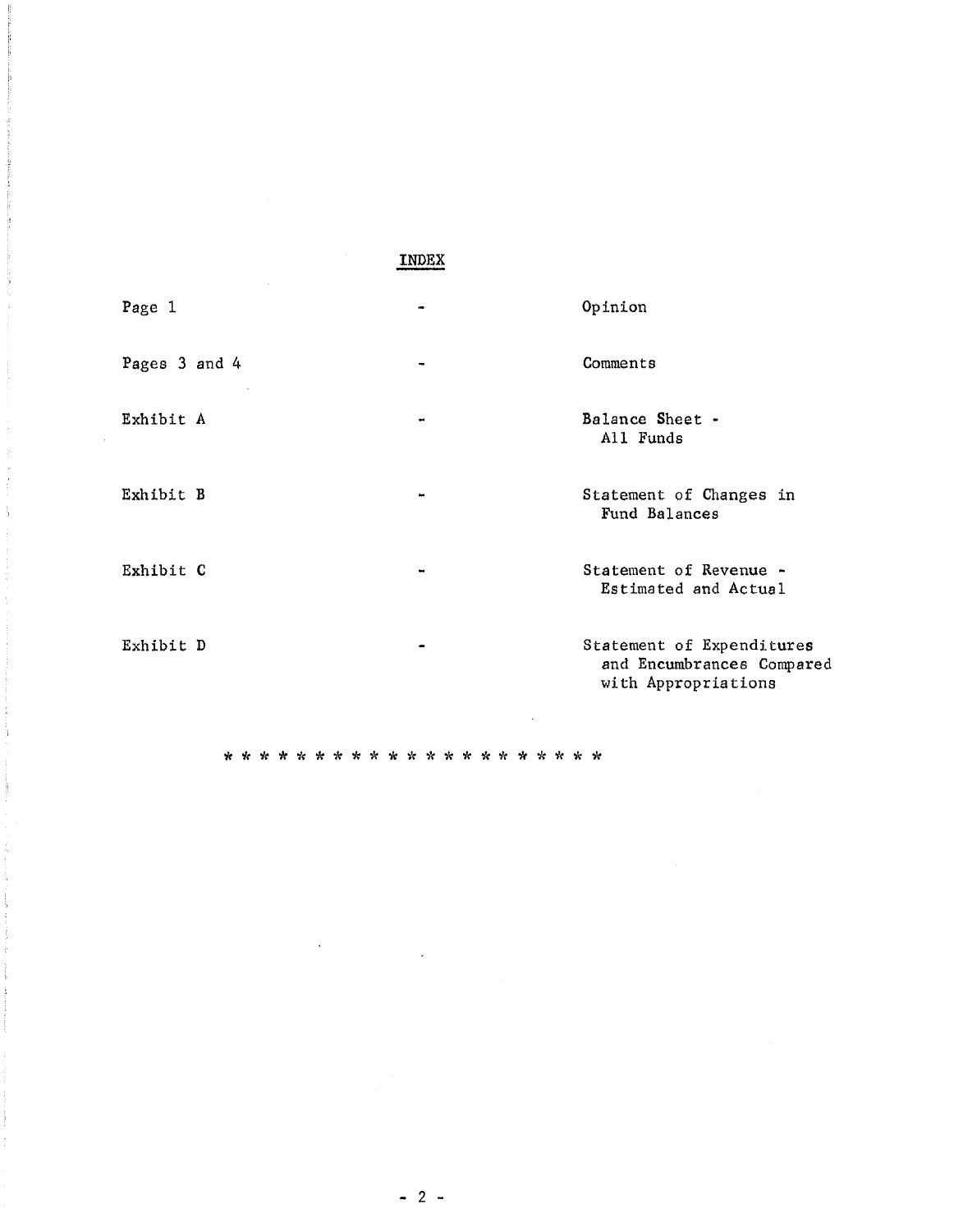# INDEX

| | | |
|---|---|---|
| Page 1 | - | Opinion |
| Pages 3 and 4 | - | Comments |
| Exhibit A | - | Balance Sheet - All Funds |
| Exhibit B | - | Statement of Changes in Fund Balances |
| Exhibit C | - | Statement of Revenue - Estimated and Actual |
| Exhibit D | - | Statement of Expenditures and Encumbrances Compared with Appropriations |

* * * * * * * * * * * * * * * * * * * * * * *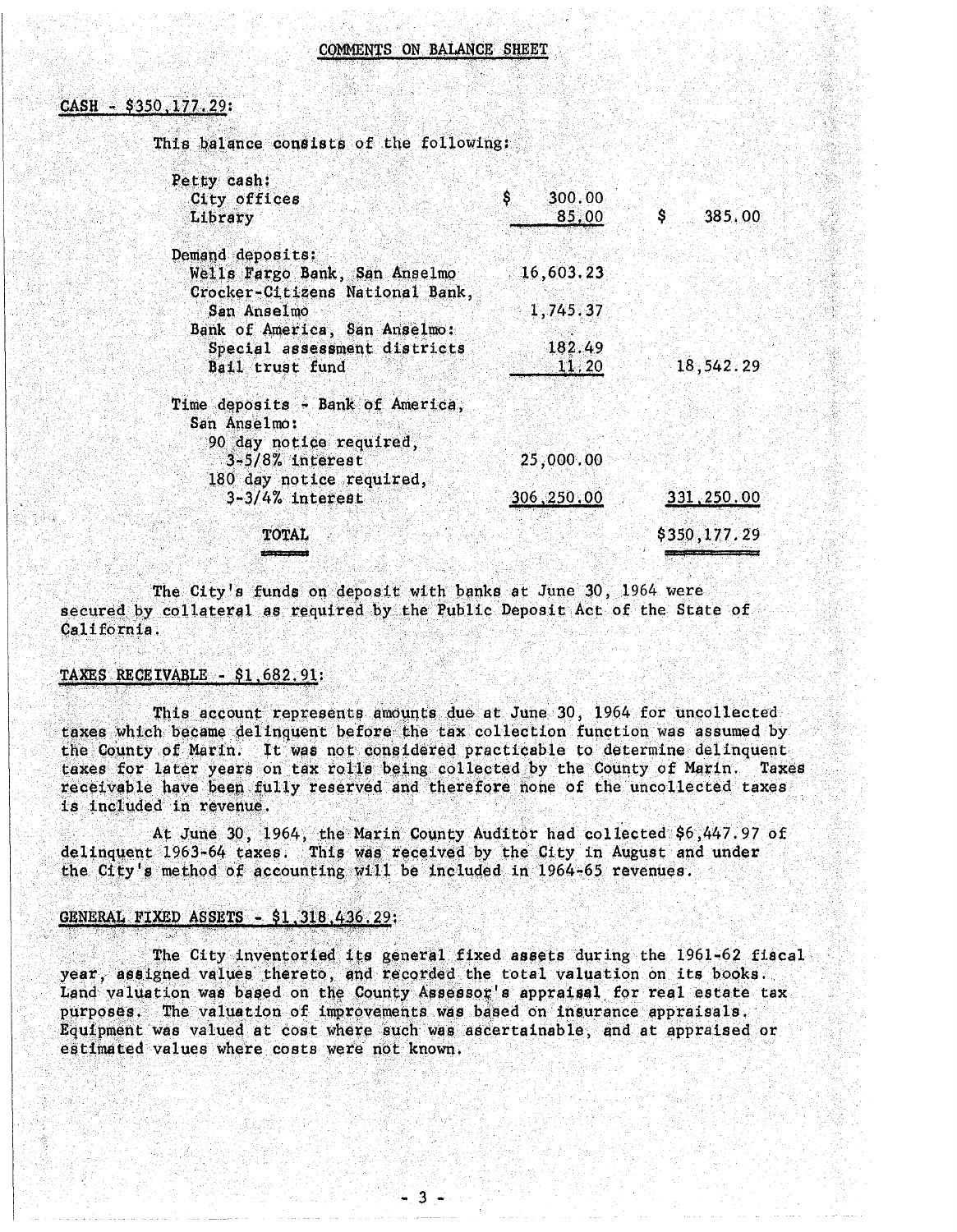## COMMENTS ON BALANCE SHEET

### CASH - $350,177.29:

This balance consists of the following:

| | | |
|---|---|---|
| Petty cash: | | |
| City offices | $ 300.00 | |
| Library | 85.00 | $ 385.00 |
| Demand deposits: | | |
| Wells Fargo Bank, San Anselmo | 16,603.23 | |
| Crocker-Citizens National Bank, San Anselmo | 1,745.37 | |
| Bank of America, San Anselmo: | | |
| Special assessment districts | 182.49 | |
| Bail trust fund | 11.20 | 18,542.29 |
| Time deposits - Bank of America, San Anselmo: | | |
| 90 day notice required, 3-5/8% interest | 25,000.00 | |
| 180 day notice required, 3-3/4% interest | 306,250.00 | 331,250.00 |
| TOTAL | | $350,177.29 |

The City's funds on deposit with banks at June 30, 1964 were secured by collateral as required by the Public Deposit Act of the State of California.

### TAXES RECEIVABLE - $1,682.91:

This account represents amounts due at June 30, 1964 for uncollected taxes which became delinquent before the tax collection function was assumed by the County of Marin. It was not considered practicable to determine delinquent taxes for later years on tax rolls being collected by the County of Marin. Taxes receivable have been fully reserved and therefore none of the uncollected taxes is included in revenue.

At June 30, 1964, the Marin County Auditor had collected $6,447.97 of delinquent 1963-64 taxes. This was received by the City in August and under the City's method of accounting will be included in 1964-65 revenues.

### GENERAL FIXED ASSETS - $1,318,436.29:

The City inventoried its general fixed assets during the 1961-62 fiscal year, assigned values thereto, and recorded the total valuation on its books. Land valuation was based on the County Assessor's appraisal for real estate tax purposes. The valuation of improvements was based on insurance appraisals. Equipment was valued at cost where such was ascertainable, and at appraised or estimated values where costs were not known.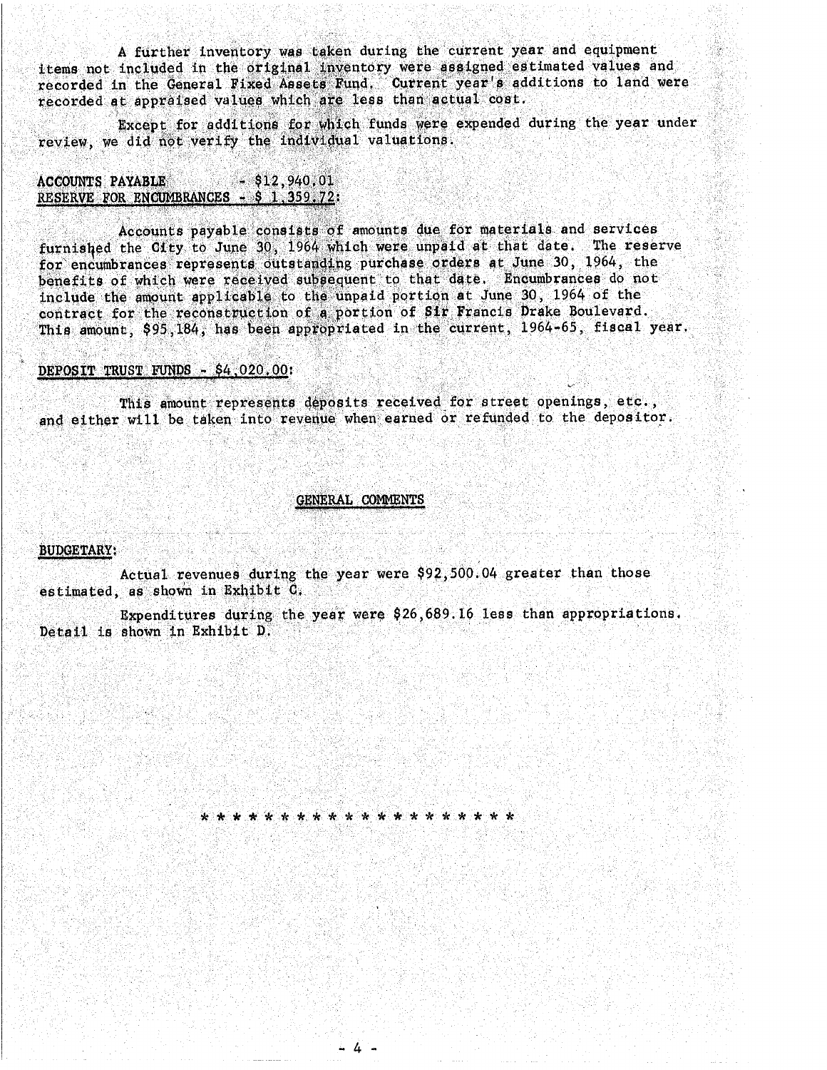A further inventory was taken during the current year and equipment items not included in the original inventory were assigned estimated values and recorded in the General Fixed Assets Fund. Current year's additions to land were recorded at appraised values which are less than actual cost.

Except for additions for which funds were expended during the year under review, we did not verify the individual valuations.

ACCOUNTS PAYABLE - $12,940.01
RESERVE FOR ENCUMBRANCES - $ 1,359.72:

Accounts payable consists of amounts due for materials and services furnished the City to June 30, 1964 which were unpaid at that date. The reserve for encumbrances represents outstanding purchase orders at June 30, 1964, the benefits of which were received subsequent to that date. Encumbrances do not include the amount applicable to the unpaid portion at June 30, 1964 of the contract for the reconstruction of a portion of Sir Francis Drake Boulevard. This amount, $95,184, has been appropriated in the current, 1964-65, fiscal year.

DEPOSIT TRUST FUNDS - $4,020.00:

This amount represents deposits received for street openings, etc., and either will be taken into revenue when earned or refunded to the depositor.

## GENERAL COMMENTS

BUDGETARY:

Actual revenues during the year were $92,500.04 greater than those estimated, as shown in Exhibit C.

Expenditures during the year were $26,689.16 less than appropriations. Detail is shown in Exhibit D.

* * * * * * * * * * * * * * * * * * * *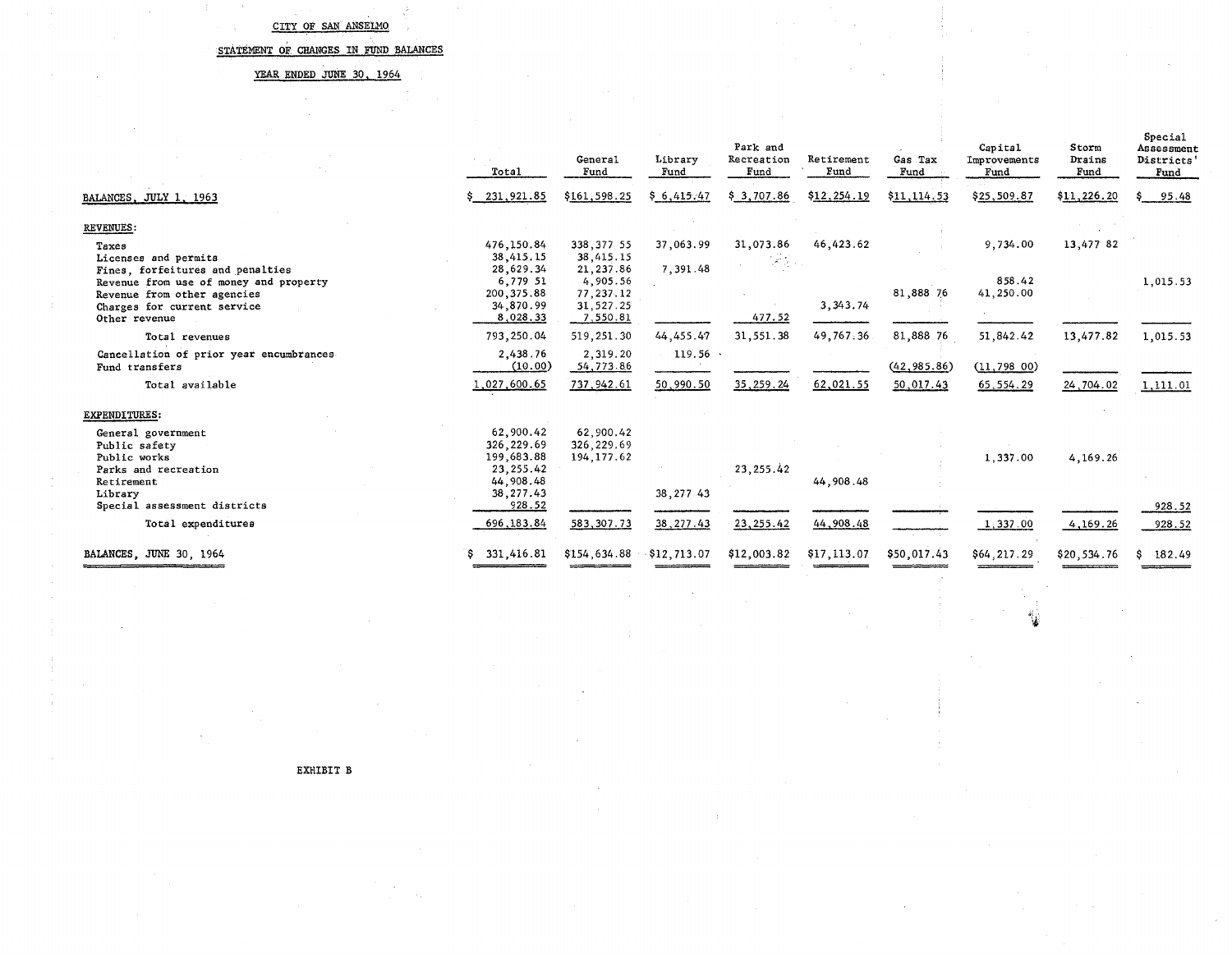CITY OF SAN ANSELMO

STATEMENT OF CHANGES IN FUND BALANCES

YEAR ENDED JUNE 30, 1964

| | Total | General Fund | Library Fund | Park and Recreation Fund | Retirement Fund | Gas Tax Fund | Capital Improvements Fund | Storm Drains Fund | Special Assessment Districts' Fund |
|---|---|---|---|---|---|---|---|---|---|
| BALANCES, JULY 1, 1963 | $ 231,921.85 | $161,598.25 | $ 6,415.47 | $ 3,707.86 | $12,254.19 | $11,114.53 | $25,509.87 | $11,226.20 | $ 95.48 |
| REVENUES: | | | | | | | | | |
| Taxes | 476,150.84 | 338,377 55 | 37,063.99 | 31,073.86 | 46,423.62 | | 9,734.00 | 13,477 82 | |
| Licenses and permits | 38,415.15 | 38,415.15 | | | | | | | |
| Fines, forfeitures and penalties | 28,629.34 | 21,237.86 | 7,391.48 | | | | | | |
| Revenue from use of money and property | 6,779 51 | 4,905.56 | | | | | 858.42 | | 1,015.53 |
| Revenue from other agencies | 200,375.88 | 77,237.12 | | | | 81,888 76 | 41,250.00 | | |
| Charges for current service | 34,870.99 | 31,527.25 | | | 3,343.74 | | | | |
| Other revenue | 8,028.33 | 7,550.81 | | 477.52 | | | | | |
| Total revenues | 793,250.04 | 519,251.30 | 44,455.47 | 31,551.38 | 49,767.36 | 81,888 76 | 51,842.42 | 13,477.82 | 1,015.53 |
| Cancellation of prior year encumbrances | 2,438.76 | 2,319.20 | 119.56 | | | | | | |
| Fund transfers | (10.00) | 54,773.86 | | | | (42,985.86) | (11,798 00) | | |
| Total available | 1,027,600.65 | 737,942.61 | 50,990.50 | 35,259.24 | 62,021.55 | 50,017.43 | 65,554.29 | 24,704.02 | 1,111.01 |
| EXPENDITURES: | | | | | | | | | |
| General government | 62,900.42 | 62,900.42 | | | | | | | |
| Public safety | 326,229.69 | 326,229.69 | | | | | | | |
| Public works | 199,683.88 | 194,177.62 | | | | | 1,337.00 | 4,169.26 | |
| Parks and recreation | 23,255.42 | | | 23,255.42 | | | | | |
| Retirement | 44,908.48 | | | | 44,908.48 | | | | |
| Library | 38,277.43 | | 38,277 43 | | | | | | |
| Special assessment districts | 928.52 | | | | | | | | 928.52 |
| Total expenditures | 696,183.84 | 583,307.73 | 38,277.43 | 23,255.42 | 44,908.48 | | 1,337.00 | 4,169.26 | 928.52 |
| BALANCES, JUNE 30, 1964 | $ 331,416.81 | $154,634.88 | $12,713.07 | $12,003.82 | $17,113.07 | $50,017.43 | $64,217.29 | $20,534.76 | $ 182.49 |

EXHIBIT B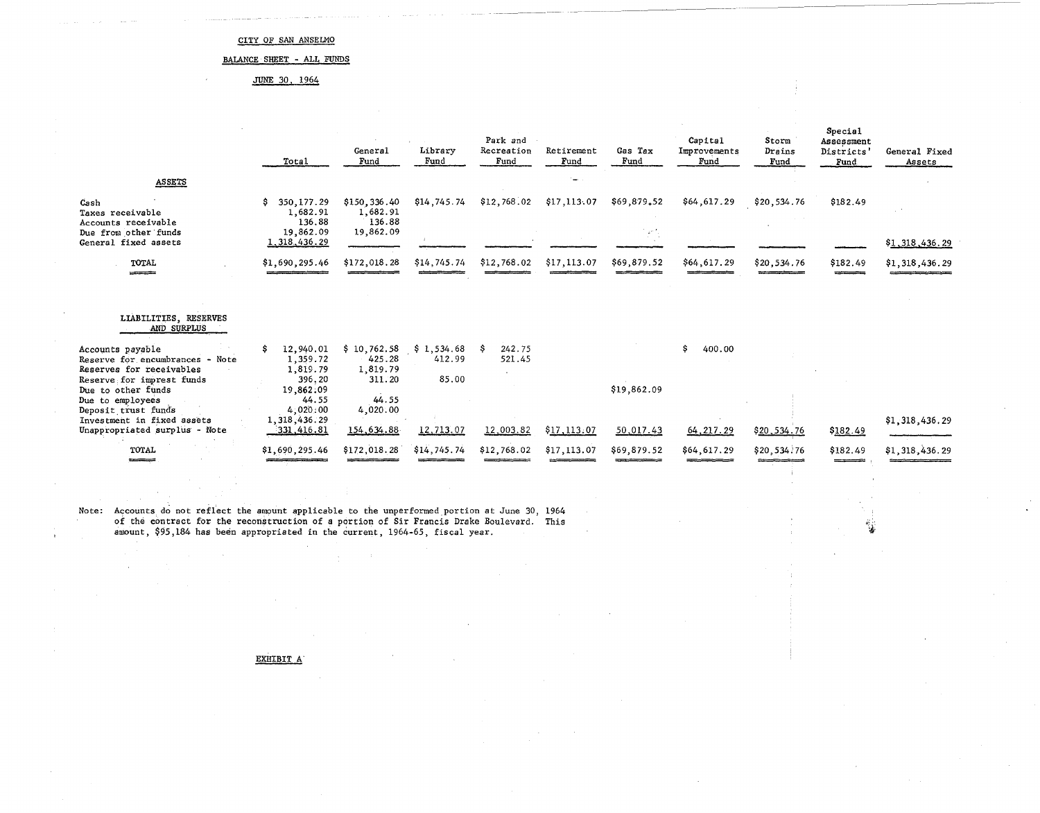CITY OF SAN ANSELMO

BALANCE SHEET - ALL FUNDS

JUNE 30, 1964

| | Total | General Fund | Library Fund | Park and Recreation Fund | Retirement Fund | Gas Tax Fund | Capital Improvements Fund | Storm Drains Fund | Special Assessment Districts' Fund | General Fixed Assets |
|---|---|---|---|---|---|---|---|---|---|---|
| **ASSETS** | | | | | | | | | | |
| Cash | $ 350,177.29 | $150,336.40 | $14,745.74 | $12,768.02 | $17,113.07 | $69,879.52 | $64,617.29 | $20,534.76 | $182.49 | |
| Taxes receivable | 1,682.91 | 1,682.91 | | | | | | | | |
| Accounts receivable | 136.88 | 136.88 | | | | | | | | |
| Due from other funds | 19,862.09 | 19,862.09 | | | | | | | | |
| General fixed assets | 1,318,436.29 | | | | | | | | | $1,318,436.29 |
| TOTAL | $1,690,295.46 | $172,018.28 | $14,745.74 | $12,768.02 | $17,113.07 | $69,879.52 | $64,617.29 | $20,534.76 | $182.49 | $1,318,436.29 |
| **LIABILITIES, RESERVES AND SURPLUS** | | | | | | | | | | |
| Accounts payable | $ 12,940.01 | $ 10,762.58 | $ 1,534.68 | $ 242.75 | | | $ 400.00 | | | |
| Reserve for encumbrances - Note | 1,359.72 | 425.28 | 412.99 | 521.45 | | | | | | |
| Reserves for receivables | 1,819.79 | 1,819.79 | | | | | | | | |
| Reserve for imprest funds | 396.20 | 311.20 | 85.00 | | | | | | | |
| Due to other funds | 19,862.09 | | | | | $19,862.09 | | | | |
| Due to employees | 44.55 | 44.55 | | | | | | | | |
| Deposit trust funds | 4,020.00 | 4,020.00 | | | | | | | | |
| Investment in fixed assets | 1,318,436.29 | | | | | | | | | $1,318,436.29 |
| Unappropriated surplus - Note | 331,416.81 | 154,634.88 | 12,713.07 | 12,003.82 | $17,113.07 | 50,017.43 | 64,217.29 | $20,534.76 | $182.49 | |
| TOTAL | $1,690,295.46 | $172,018.28 | $14,745.74 | $12,768.02 | $17,113.07 | $69,879.52 | $64,617.29 | $20,534.76 | $182.49 | $1,318,436.29 |

Note: Accounts do not reflect the amount applicable to the unperformed portion at June 30, 1964 of the contract for the reconstruction of a portion of Sir Francis Drake Boulevard. This amount, $95,184 has been appropriated in the current, 1964-65, fiscal year.

EXHIBIT A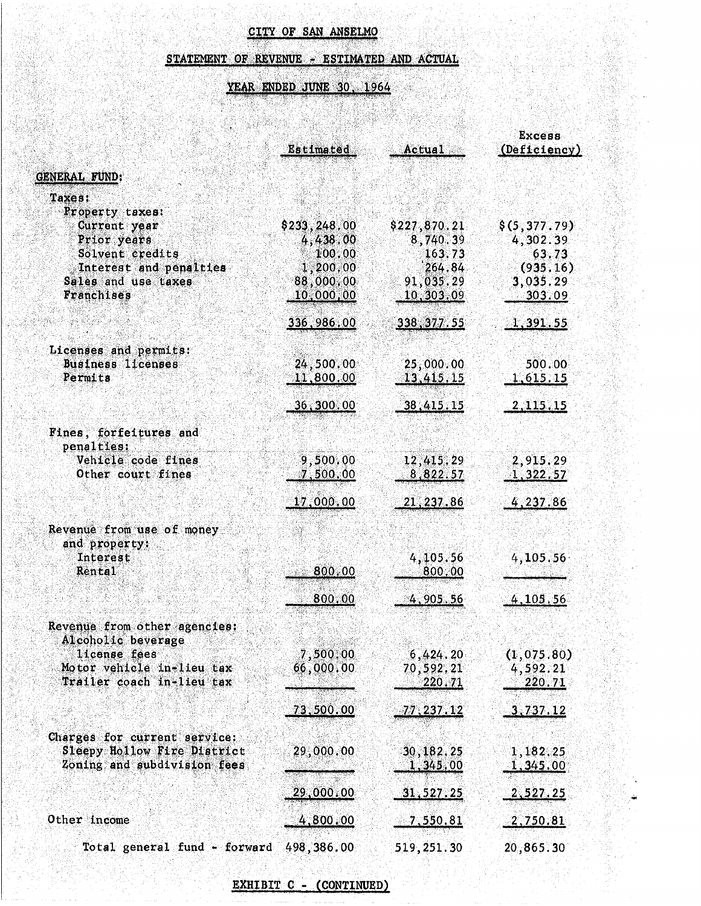# CITY OF SAN ANSELMO

## STATEMENT OF REVENUE - ESTIMATED AND ACTUAL

## YEAR ENDED JUNE 30, 1964

| | Estimated | Actual | Excess (Deficiency) |
|---|---|---|---|
| **GENERAL FUND:** | | | |
| Taxes: | | | |
| Property taxes: | | | |
| Current year | $233,248.00 | $227,870.21 | $(5,377.79) |
| Prior years | 4,438.00 | 8,740.39 | 4,302.39 |
| Solvent credits | 100.00 | 163.73 | 63.73 |
| Interest and penalties | 1,200.00 | 264.84 | (935.16) |
| Sales and use taxes | 88,000.00 | 91,035.29 | 3,035.29 |
| Franchises | 10,000.00 | 10,303.09 | 303.09 |
| | 336,986.00 | 338,377.55 | 1,391.55 |
| Licenses and permits: | | | |
| Business licenses | 24,500.00 | 25,000.00 | 500.00 |
| Permits | 11,800.00 | 13,415.15 | 1,615.15 |
| | 36,300.00 | 38,415.15 | 2,115.15 |
| Fines, forfeitures and penalties: | | | |
| Vehicle code fines | 9,500.00 | 12,415.29 | 2,915.29 |
| Other court fines | 7,500.00 | 8,822.57 | 1,322.57 |
| | 17,000.00 | 21,237.86 | 4,237.86 |
| Revenue from use of money and property: | | | |
| Interest | | 4,105.56 | 4,105.56 |
| Rental | 800.00 | 800.00 | |
| | 800.00 | 4,905.56 | 4,105.56 |
| Revenue from other agencies: | | | |
| Alcoholic beverage license fees | 7,500.00 | 6,424.20 | (1,075.80) |
| Motor vehicle in-lieu tax | 66,000.00 | 70,592.21 | 4,592.21 |
| Trailer coach in-lieu tax | | 220.71 | 220.71 |
| | 73,500.00 | 77,237.12 | 3,737.12 |
| Charges for current service: | | | |
| Sleepy Hollow Fire District | 29,000.00 | 30,182.25 | 1,182.25 |
| Zoning and subdivision fees | | 1,345.00 | 1,345.00 |
| | 29,000.00 | 31,527.25 | 2,527.25 |
| Other income | 4,800.00 | 7,550.81 | 2,750.81 |
| Total general fund - forward | 498,386.00 | 519,251.30 | 20,865.30 |

EXHIBIT C - (CONTINUED)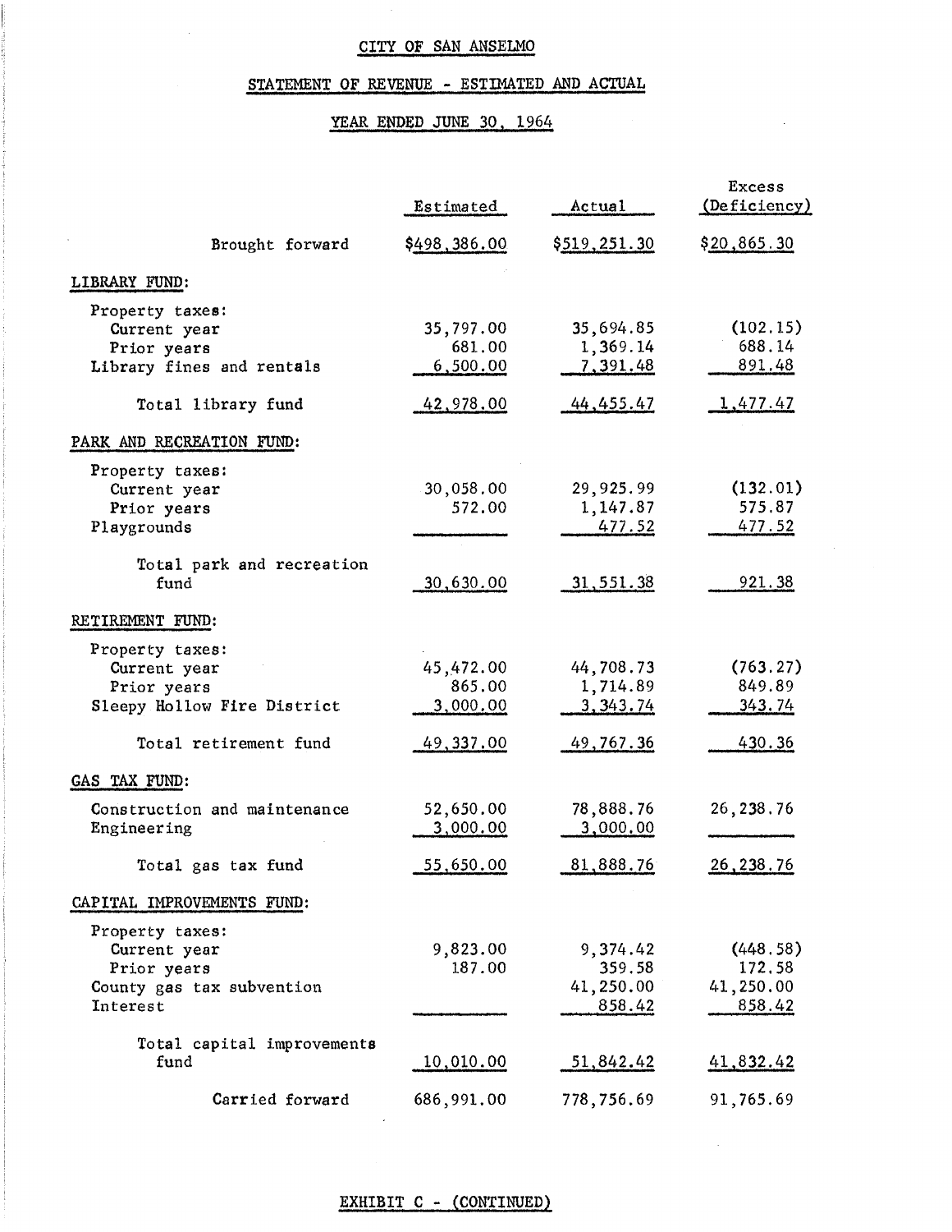CITY OF SAN ANSELMO

STATEMENT OF REVENUE - ESTIMATED AND ACTUAL

YEAR ENDED JUNE 30, 1964

| | Estimated | Actual | Excess (Deficiency) |
|---|---|---|---|
| Brought forward | $498,386.00 | $519,251.30 | $20,865.30 |
| **LIBRARY FUND:** | | | |
| Property taxes: | | | |
| Current year | 35,797.00 | 35,694.85 | (102.15) |
| Prior years | 681.00 | 1,369.14 | 688.14 |
| Library fines and rentals | 6,500.00 | 7,391.48 | 891.48 |
| Total library fund | 42,978.00 | 44,455.47 | 1,477.47 |
| **PARK AND RECREATION FUND:** | | | |
| Property taxes: | | | |
| Current year | 30,058.00 | 29,925.99 | (132.01) |
| Prior years | 572.00 | 1,147.87 | 575.87 |
| Playgrounds | | 477.52 | 477.52 |
| Total park and recreation fund | 30,630.00 | 31,551.38 | 921.38 |
| **RETIREMENT FUND:** | | | |
| Property taxes: | | | |
| Current year | 45,472.00 | 44,708.73 | (763.27) |
| Prior years | 865.00 | 1,714.89 | 849.89 |
| Sleepy Hollow Fire District | 3,000.00 | 3,343.74 | 343.74 |
| Total retirement fund | 49,337.00 | 49,767.36 | 430.36 |
| **GAS TAX FUND:** | | | |
| Construction and maintenance | 52,650.00 | 78,888.76 | 26,238.76 |
| Engineering | 3,000.00 | 3,000.00 | |
| Total gas tax fund | 55,650.00 | 81,888.76 | 26,238.76 |
| **CAPITAL IMPROVEMENTS FUND:** | | | |
| Property taxes: | | | |
| Current year | 9,823.00 | 9,374.42 | (448.58) |
| Prior years | 187.00 | 359.58 | 172.58 |
| County gas tax subvention | | 41,250.00 | 41,250.00 |
| Interest | | 858.42 | 858.42 |
| Total capital improvements fund | 10,010.00 | 51,842.42 | 41,832.42 |
| Carried forward | 686,991.00 | 778,756.69 | 91,765.69 |

EXHIBIT C - (CONTINUED)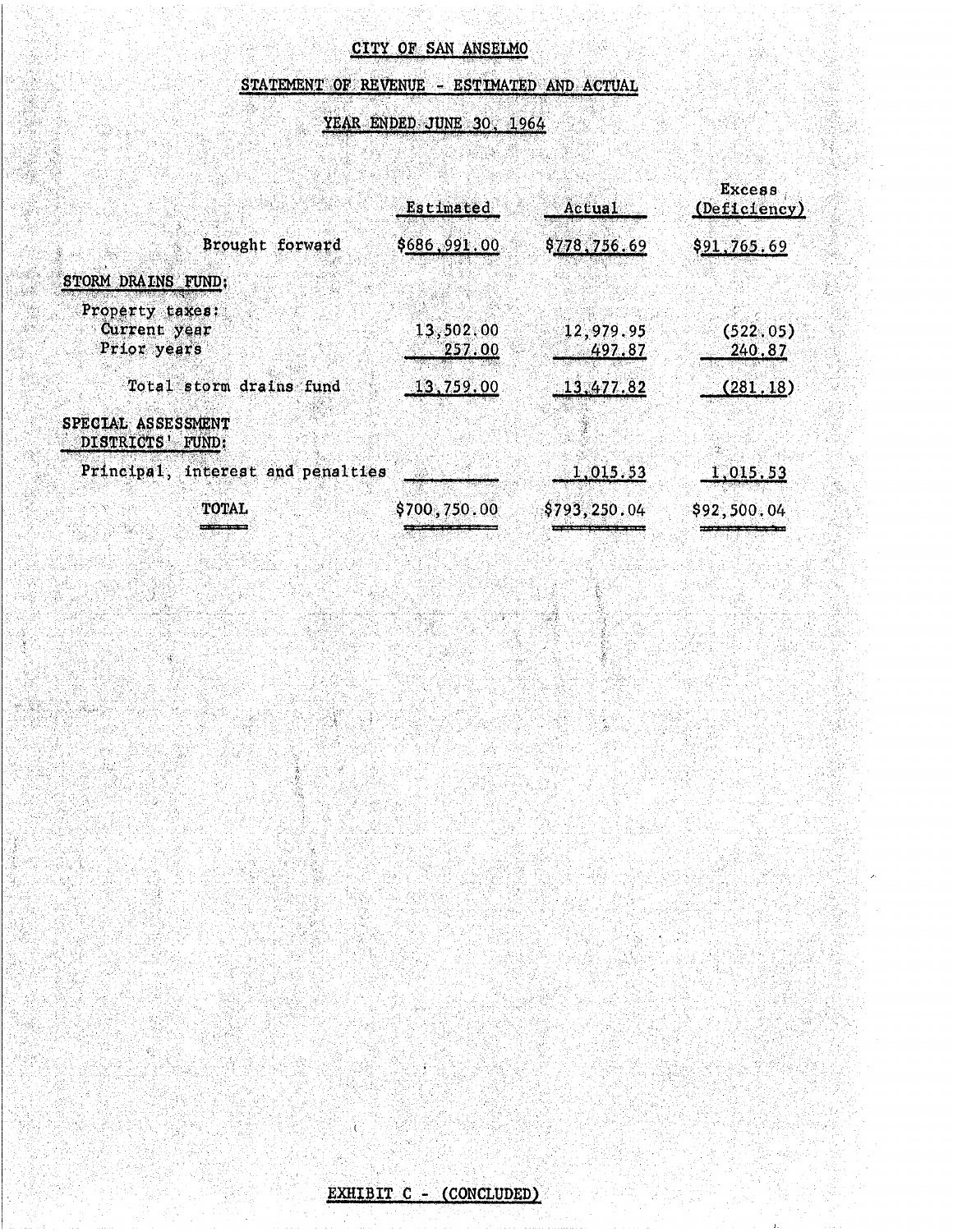CITY OF SAN ANSELMO

STATEMENT OF REVENUE - ESTIMATED AND ACTUAL

YEAR ENDED JUNE 30, 1964

| | Estimated | Actual | Excess (Deficiency) |
|---|---|---|---|
| Brought forward | $686,991.00 | $778,756.69 | $91,765.69 |
| STORM DRAINS FUND: | | | |
| Property taxes: | | | |
| Current year | 13,502.00 | 12,979.95 | (522.05) |
| Prior years | 257.00 | 497.87 | 240.87 |
| Total storm drains fund | 13,759.00 | 13,477.82 | (281.18) |
| SPECIAL ASSESSMENT DISTRICTS' FUND: | | | |
| Principal, interest and penalties | | 1,015.53 | 1,015.53 |
| TOTAL | $700,750.00 | $793,250.04 | $92,500.04 |

EXHIBIT C - (CONCLUDED)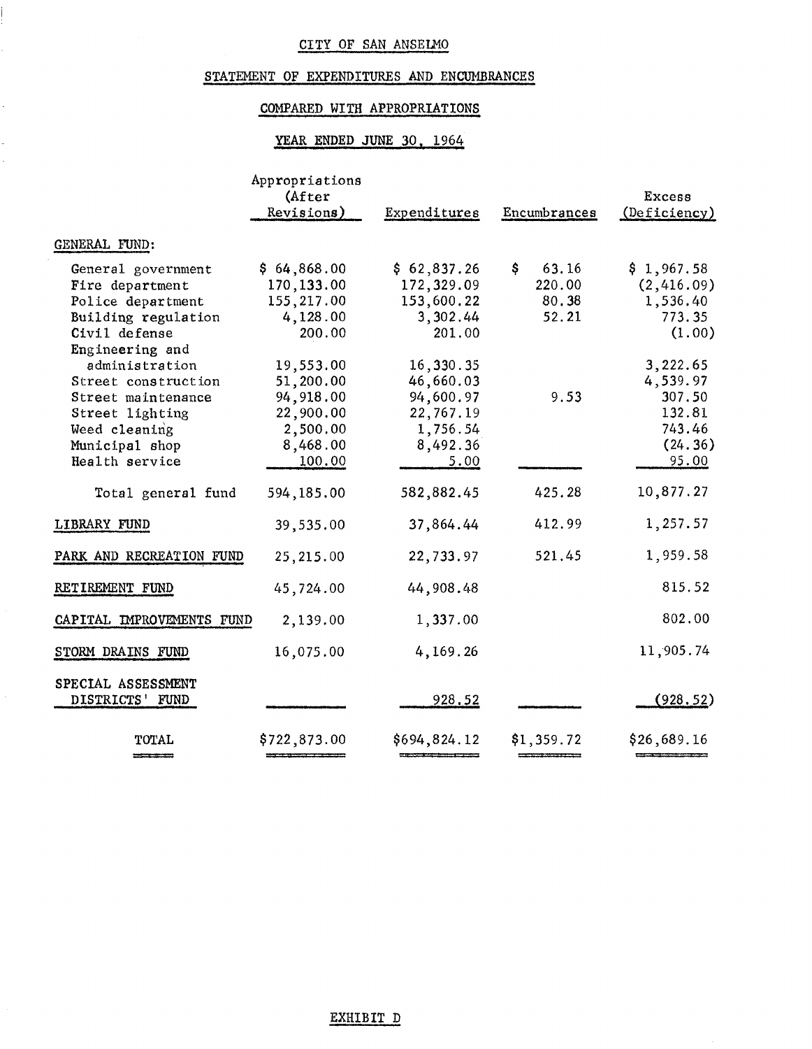CITY OF SAN ANSELMO

STATEMENT OF EXPENDITURES AND ENCUMBRANCES

COMPARED WITH APPROPRIATIONS

YEAR ENDED JUNE 30, 1964

| | Appropriations (After Revisions) | Expenditures | Encumbrances | Excess (Deficiency) |
|---|---|---|---|---|
| GENERAL FUND: | | | | |
| General government | $ 64,868.00 | $ 62,837.26 | $ 63.16 | $ 1,967.58 |
| Fire department | 170,133.00 | 172,329.09 | 220.00 | (2,416.09) |
| Police department | 155,217.00 | 153,600.22 | 80.38 | 1,536.40 |
| Building regulation | 4,128.00 | 3,302.44 | 52.21 | 773.35 |
| Civil defense | 200.00 | 201.00 | | (1.00) |
| Engineering and administration | 19,553.00 | 16,330.35 | | 3,222.65 |
| Street construction | 51,200.00 | 46,660.03 | | 4,539.97 |
| Street maintenance | 94,918.00 | 94,600.97 | 9.53 | 307.50 |
| Street lighting | 22,900.00 | 22,767.19 | | 132.81 |
| Weed cleaning | 2,500.00 | 1,756.54 | | 743.46 |
| Municipal shop | 8,468.00 | 8,492.36 | | (24.36) |
| Health service | 100.00 | 5.00 | | 95.00 |
| Total general fund | 594,185.00 | 582,882.45 | 425.28 | 10,877.27 |
| LIBRARY FUND | 39,535.00 | 37,864.44 | 412.99 | 1,257.57 |
| PARK AND RECREATION FUND | 25,215.00 | 22,733.97 | 521.45 | 1,959.58 |
| RETIREMENT FUND | 45,724.00 | 44,908.48 | | 815.52 |
| CAPITAL IMPROVEMENTS FUND | 2,139.00 | 1,337.00 | | 802.00 |
| STORM DRAINS FUND | 16,075.00 | 4,169.26 | | 11,905.74 |
| SPECIAL ASSESSMENT DISTRICTS' FUND | | 928.52 | | (928.52) |
| TOTAL | $722,873.00 | $694,824.12 | $1,359.72 | $26,689.16 |

EXHIBIT D